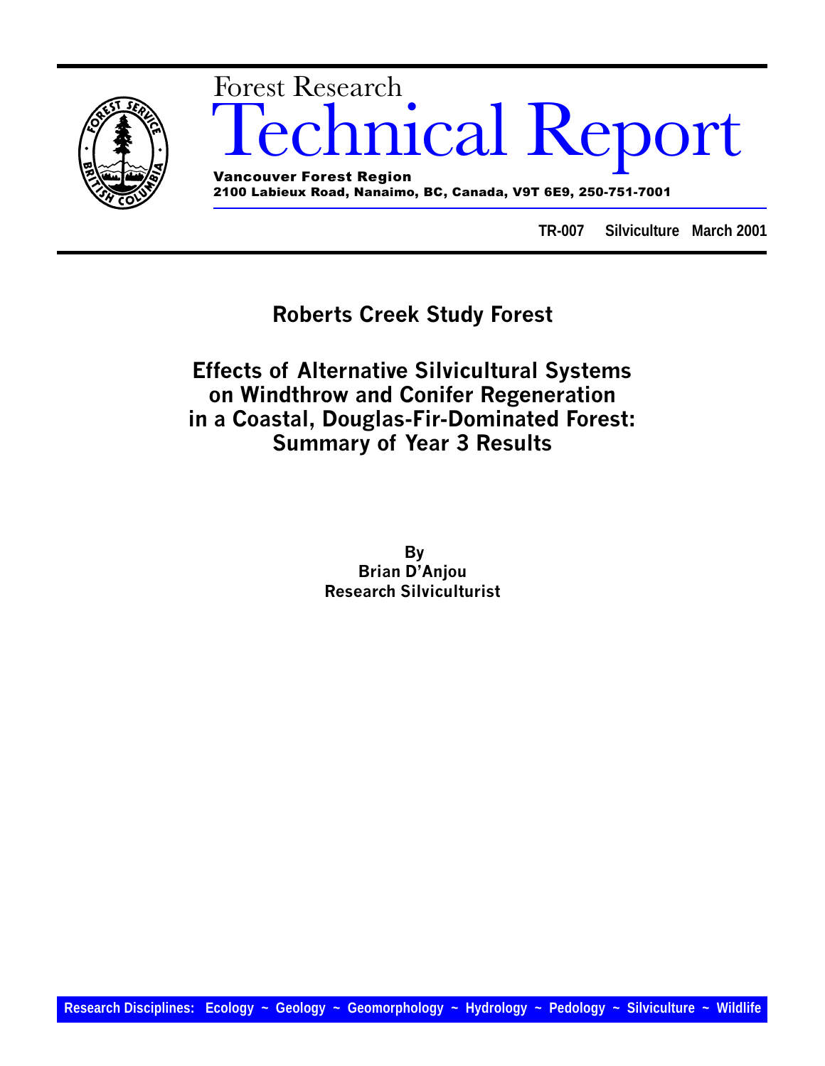Forest Research

# Technical Report

**Vancouver Forest Region**
**2100 Labieux Road, Nanaimo, BC, Canada, V9T 6E9, 250-751-7001**

**TR-007 Silviculture March 2001**

## Roberts Creek Study Forest

## Effects of Alternative Silvicultural Systems on Windthrow and Conifer Regeneration in a Coastal, Douglas-Fir-Dominated Forest: Summary of Year 3 Results

**By**
**Brian D'Anjou**
**Research Silviculturist**

**Research Disciplines: Ecology ~ Geology ~ Geomorphology ~ Hydrology ~ Pedology ~ Silviculture ~ Wildlife**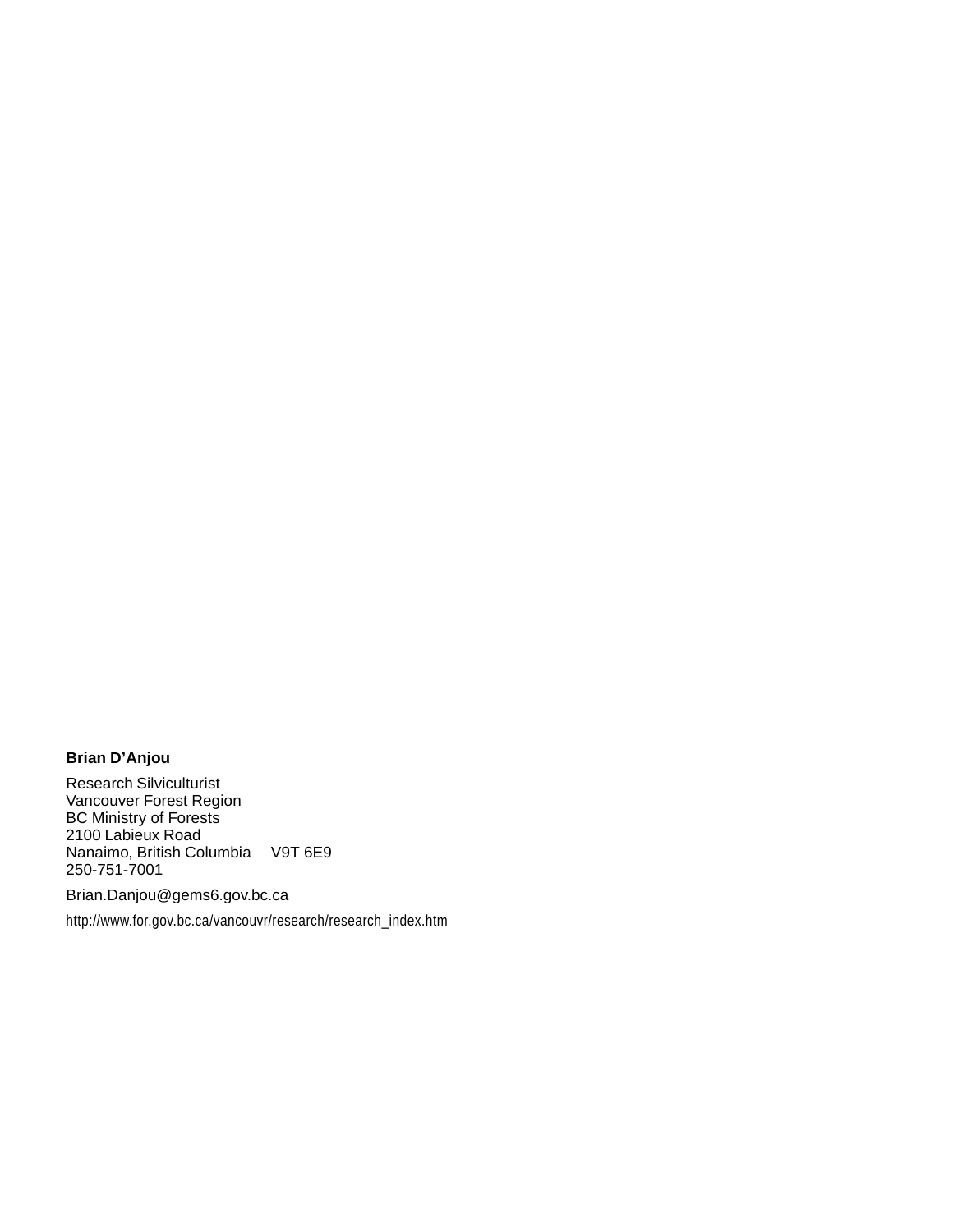**Brian D'Anjou**

Research Silviculturist  
Vancouver Forest Region  
BC Ministry of Forests  
2100 Labieux Road  
Nanaimo, British Columbia V9T 6E9  
250-751-7001

Brian.Danjou@gems6.gov.bc.ca

http://www.for.gov.bc.ca/vancouvr/research/research_index.htm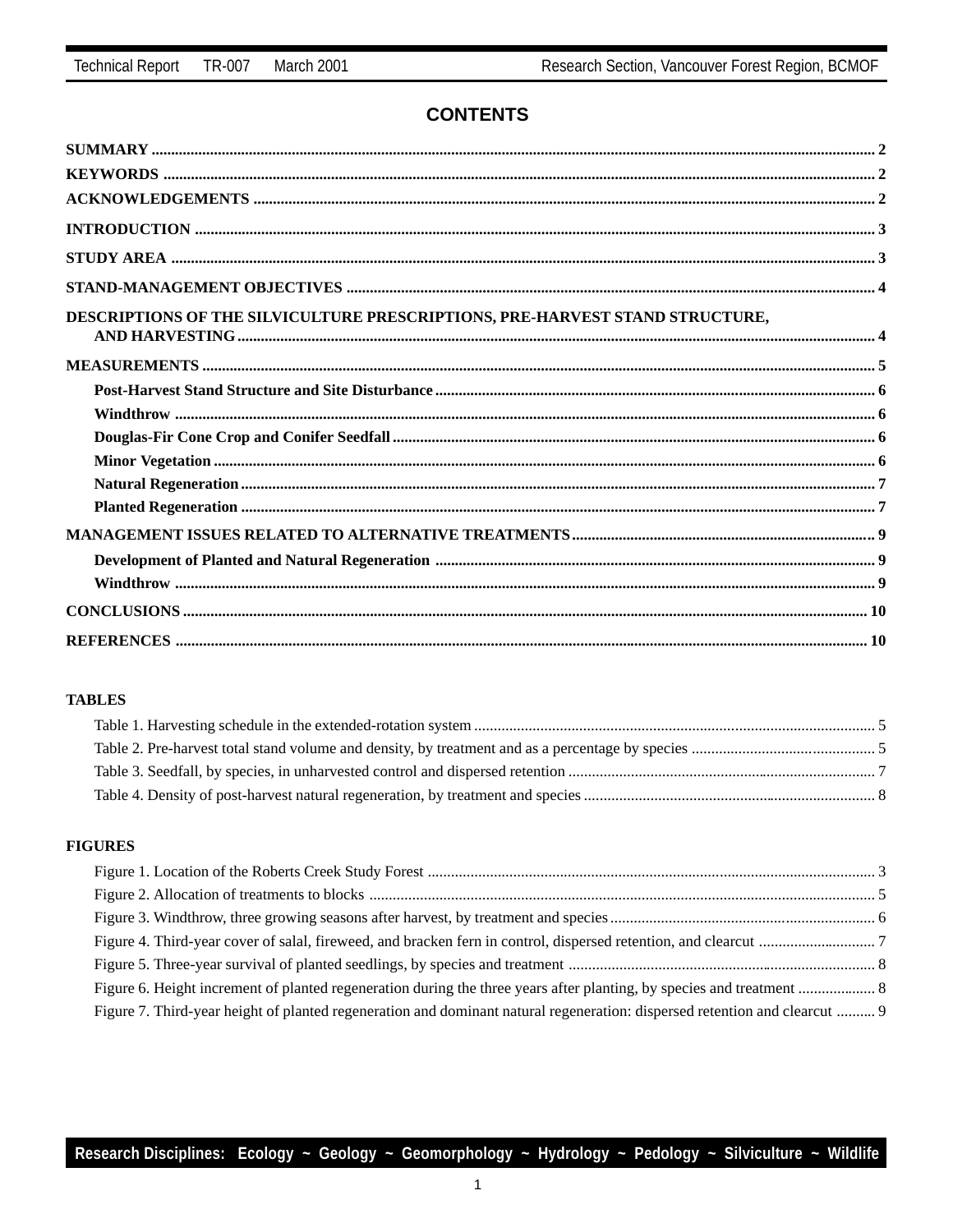## CONTENTS

**SUMMARY** ........ 2

**KEYWORDS** ........ 2

**ACKNOWLEDGEMENTS** ........ 2

**INTRODUCTION** ........ 3

**STUDY AREA** ........ 3

**STAND-MANAGEMENT OBJECTIVES** ........ 4

**DESCRIPTIONS OF THE SILVICULTURE PRESCRIPTIONS, PRE-HARVEST STAND STRUCTURE, AND HARVESTING** ........ 4

**MEASUREMENTS** ........ 5

- **Post-Harvest Stand Structure and Site Disturbance** ........ 6
- **Windthrow** ........ 6
- **Douglas-Fir Cone Crop and Conifer Seedfall** ........ 6
- **Minor Vegetation** ........ 6
- **Natural Regeneration** ........ 7
- **Planted Regeneration** ........ 7

**MANAGEMENT ISSUES RELATED TO ALTERNATIVE TREATMENTS** ........ 9

- **Development of Planted and Natural Regeneration** ........ 9
- **Windthrow** ........ 9

**CONCLUSIONS** ........ 10

**REFERENCES** ........ 10

**TABLES**

- Table 1. Harvesting schedule in the extended-rotation system ........ 5
- Table 2. Pre-harvest total stand volume and density, by treatment and as a percentage by species ........ 5
- Table 3. Seedfall, by species, in unharvested control and dispersed retention ........ 7
- Table 4. Density of post-harvest natural regeneration, by treatment and species ........ 8

**FIGURES**

- Figure 1. Location of the Roberts Creek Study Forest ........ 3
- Figure 2. Allocation of treatments to blocks ........ 5
- Figure 3. Windthrow, three growing seasons after harvest, by treatment and species ........ 6
- Figure 4. Third-year cover of salal, fireweed, and bracken fern in control, dispersed retention, and clearcut ........ 7
- Figure 5. Three-year survival of planted seedlings, by species and treatment ........ 8
- Figure 6. Height increment of planted regeneration during the three years after planting, by species and treatment ........ 8
- Figure 7. Third-year height of planted regeneration and dominant natural regeneration: dispersed retention and clearcut ........ 9

**Research Disciplines: Ecology ~ Geology ~ Geomorphology ~ Hydrology ~ Pedology ~ Silviculture ~ Wildlife**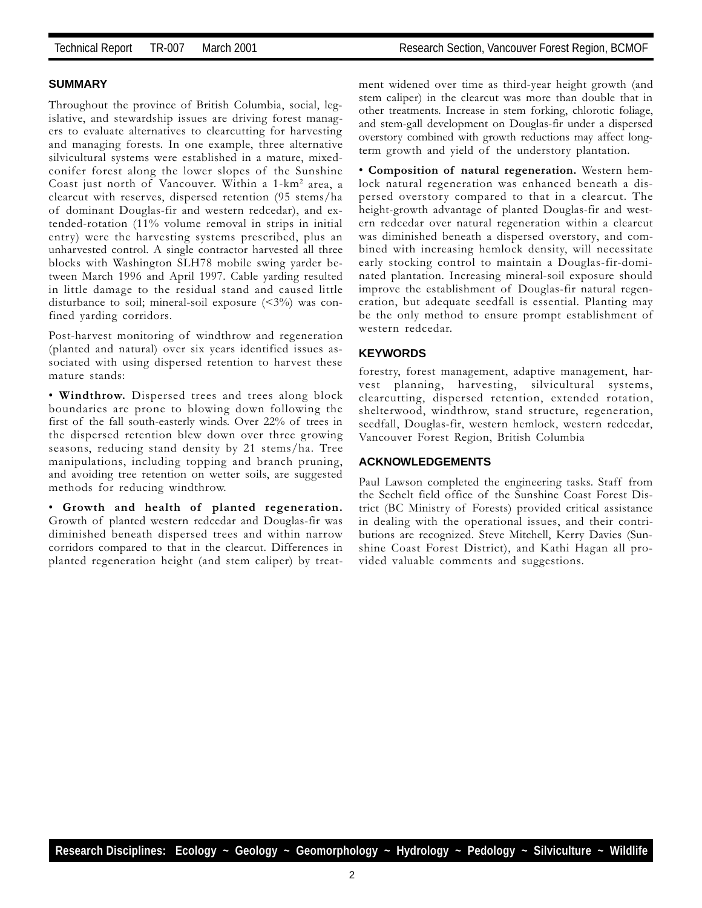## SUMMARY

Throughout the province of British Columbia, social, legislative, and stewardship issues are driving forest managers to evaluate alternatives to clearcutting for harvesting and managing forests. In one example, three alternative silvicultural systems were established in a mature, mixed-conifer forest along the lower slopes of the Sunshine Coast just north of Vancouver. Within a 1-km$^2$ area, a clearcut with reserves, dispersed retention (95 stems/ha of dominant Douglas-fir and western redcedar), and extended-rotation (11% volume removal in strips in initial entry) were the harvesting systems prescribed, plus an unharvested control. A single contractor harvested all three blocks with Washington SLH78 mobile swing yarder between March 1996 and April 1997. Cable yarding resulted in little damage to the residual stand and caused little disturbance to soil; mineral-soil exposure (<3%) was confined yarding corridors.

Post-harvest monitoring of windthrow and regeneration (planted and natural) over six years identified issues associated with using dispersed retention to harvest these mature stands:

- **Windthrow.** Dispersed trees and trees along block boundaries are prone to blowing down following the first of the fall south-easterly winds. Over 22% of trees in the dispersed retention blew down over three growing seasons, reducing stand density by 21 stems/ha. Tree manipulations, including topping and branch pruning, and avoiding tree retention on wetter soils, are suggested methods for reducing windthrow.

- **Growth and health of planted regeneration.** Growth of planted western redcedar and Douglas-fir was diminished beneath dispersed trees and within narrow corridors compared to that in the clearcut. Differences in planted regeneration height (and stem caliper) by treatment widened over time as third-year height growth (and stem caliper) in the clearcut was more than double that in other treatments. Increase in stem forking, chlorotic foliage, and stem-gall development on Douglas-fir under a dispersed overstory combined with growth reductions may affect long-term growth and yield of the understory plantation.

- **Composition of natural regeneration.** Western hemlock natural regeneration was enhanced beneath a dispersed overstory compared to that in a clearcut. The height-growth advantage of planted Douglas-fir and western redcedar over natural regeneration within a clearcut was diminished beneath a dispersed overstory, and combined with increasing hemlock density, will necessitate early stocking control to maintain a Douglas-fir-dominated plantation. Increasing mineral-soil exposure should improve the establishment of Douglas-fir natural regeneration, but adequate seedfall is essential. Planting may be the only method to ensure prompt establishment of western redcedar.

## KEYWORDS

forestry, forest management, adaptive management, harvest planning, harvesting, silvicultural systems, clearcutting, dispersed retention, extended rotation, shelterwood, windthrow, stand structure, regeneration, seedfall, Douglas-fir, western hemlock, western redcedar, Vancouver Forest Region, British Columbia

## ACKNOWLEDGEMENTS

Paul Lawson completed the engineering tasks. Staff from the Sechelt field office of the Sunshine Coast Forest District (BC Ministry of Forests) provided critical assistance in dealing with the operational issues, and their contributions are recognized. Steve Mitchell, Kerry Davies (Sunshine Coast Forest District), and Kathi Hagan all provided valuable comments and suggestions.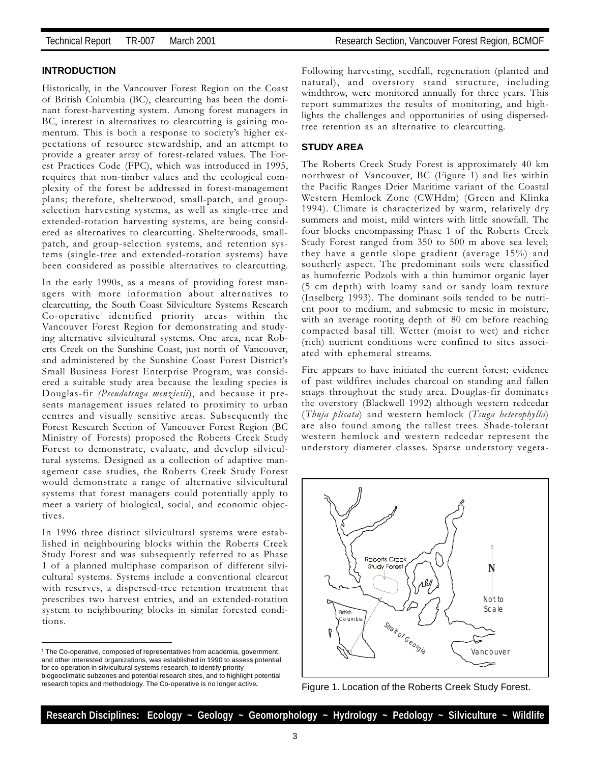## INTRODUCTION

Historically, in the Vancouver Forest Region on the Coast of British Columbia (BC), clearcutting has been the dominant forest-harvesting system. Among forest managers in BC, interest in alternatives to clearcutting is gaining momentum. This is both a response to society's higher expectations of resource stewardship, and an attempt to provide a greater array of forest-related values. The Forest Practices Code (FPC), which was introduced in 1995, requires that non-timber values and the ecological complexity of the forest be addressed in forest-management plans; therefore, shelterwood, small-patch, and group-selection harvesting systems, as well as single-tree and extended-rotation harvesting systems, are being considered as alternatives to clearcutting. Shelterwoods, small-patch, and group-selection systems, and retention systems (single-tree and extended-rotation systems) have been considered as possible alternatives to clearcutting.

In the early 1990s, as a means of providing forest managers with more information about alternatives to clearcutting, the South Coast Silviculture Systems Research Co-operative[1] identified priority areas within the Vancouver Forest Region for demonstrating and studying alternative silvicultural systems. One area, near Roberts Creek on the Sunshine Coast, just north of Vancouver, and administered by the Sunshine Coast Forest District's Small Business Forest Enterprise Program, was considered a suitable study area because the leading species is Douglas-fir *(Pseudotsuga menziesii*), and because it presents management issues related to proximity to urban centres and visually sensitive areas. Subsequently the Forest Research Section of Vancouver Forest Region (BC Ministry of Forests) proposed the Roberts Creek Study Forest to demonstrate, evaluate, and develop silvicultural systems. Designed as a collection of adaptive management case studies, the Roberts Creek Study Forest would demonstrate a range of alternative silvicultural systems that forest managers could potentially apply to meet a variety of biological, social, and economic objectives.

In 1996 three distinct silvicultural systems were established in neighbouring blocks within the Roberts Creek Study Forest and was subsequently referred to as Phase 1 of a planned multiphase comparison of different silvicultural systems. Systems include a conventional clearcut with reserves, a dispersed-tree retention treatment that prescribes two harvest entries, and an extended-rotation system to neighbouring blocks in similar forested conditions.

[1] The Co-operative, composed of representatives from academia, government, and other interested organizations, was established in 1990 to assess potential for co-operation in silvicultural systems research, to identify priority biogeoclimatic subzones and potential research sites, and to highlight potential research topics and methodology. The Co-operative is no longer active.

Following harvesting, seedfall, regeneration (planted and natural), and overstory stand structure, including windthrow, were monitored annually for three years. This report summarizes the results of monitoring, and highlights the challenges and opportunities of using dispersed-tree retention as an alternative to clearcutting.

## STUDY AREA

The Roberts Creek Study Forest is approximately 40 km northwest of Vancouver, BC (Figure 1) and lies within the Pacific Ranges Drier Maritime variant of the Coastal Western Hemlock Zone (CWHdm) (Green and Klinka 1994). Climate is characterized by warm, relatively dry summers and moist, mild winters with little snowfall. The four blocks encompassing Phase 1 of the Roberts Creek Study Forest ranged from 350 to 500 m above sea level; they have a gentle slope gradient (average 15%) and southerly aspect. The predominant soils were classified as humoferric Podzols with a thin humimor organic layer (5 cm depth) with loamy sand or sandy loam texture (Inselberg 1993). The dominant soils tended to be nutrient poor to medium, and submesic to mesic in moisture, with an average rooting depth of 80 cm before reaching compacted basal till. Wetter (moist to wet) and richer (rich) nutrient conditions were confined to sites associated with ephemeral streams.

Fire appears to have initiated the current forest; evidence of past wildfires includes charcoal on standing and fallen snags throughout the study area. Douglas-fir dominates the overstory (Blackwell 1992) although western redcedar (*Thuja plicata*) and western hemlock (*Tsuga heterophylla*) are also found among the tallest trees. Shade-tolerant western hemlock and western redcedar represent the understory diameter classes. Sparse understory vegeta-

Figure 1. Location of the Roberts Creek Study Forest.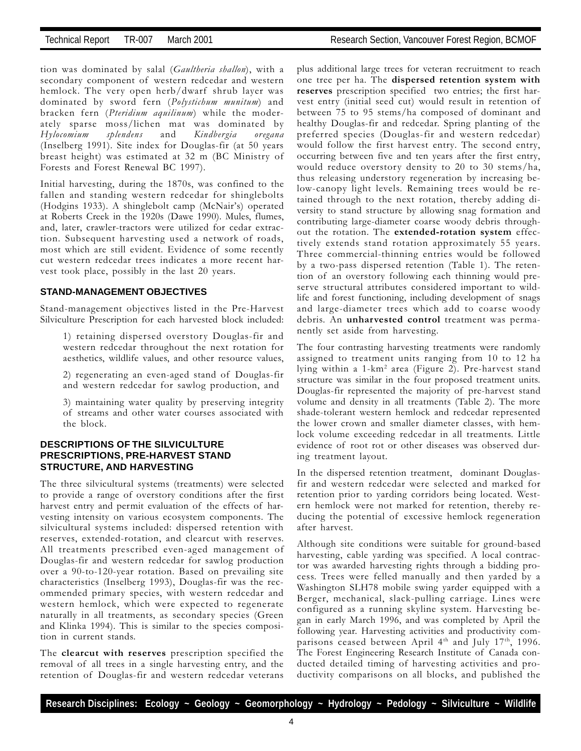tion was dominated by salal (*Gaultheria shallon*), with a secondary component of western redcedar and western hemlock. The very open herb/dwarf shrub layer was dominated by sword fern (*Polystichum munitum*) and bracken fern (*Pteridium aquilinum*) while the moderately sparse moss/lichen mat was dominated by *Hylocomium splendens* and *Kindbergia oregana* (Inselberg 1991). Site index for Douglas-fir (at 50 years breast height) was estimated at 32 m (BC Ministry of Forests and Forest Renewal BC 1997).

Initial harvesting, during the 1870s, was confined to the fallen and standing western redcedar for shinglebolts (Hodgins 1933). A shinglebolt camp (McNair's) operated at Roberts Creek in the 1920s (Dawe 1990). Mules, flumes, and, later, crawler-tractors were utilized for cedar extraction. Subsequent harvesting used a network of roads, most which are still evident. Evidence of some recently cut western redcedar trees indicates a more recent harvest took place, possibly in the last 20 years.

## STAND-MANAGEMENT OBJECTIVES

Stand-management objectives listed in the Pre-Harvest Silviculture Prescription for each harvested block included:

1) retaining dispersed overstory Douglas-fir and western redcedar throughout the next rotation for aesthetics, wildlife values, and other resource values,

2) regenerating an even-aged stand of Douglas-fir and western redcedar for sawlog production, and

3) maintaining water quality by preserving integrity of streams and other water courses associated with the block.

## DESCRIPTIONS OF THE SILVICULTURE PRESCRIPTIONS, PRE-HARVEST STAND STRUCTURE, AND HARVESTING

The three silvicultural systems (treatments) were selected to provide a range of overstory conditions after the first harvest entry and permit evaluation of the effects of harvesting intensity on various ecosystem components. The silvicultural systems included: dispersed retention with reserves, extended-rotation, and clearcut with reserves. All treatments prescribed even-aged management of Douglas-fir and western redcedar for sawlog production over a 90-to-120-year rotation. Based on prevailing site characteristics (Inselberg 1993), Douglas-fir was the recommended primary species, with western redcedar and western hemlock, which were expected to regenerate naturally in all treatments, as secondary species (Green and Klinka 1994). This is similar to the species composition in current stands.

The **clearcut with reserves** prescription specified the removal of all trees in a single harvesting entry, and the retention of Douglas-fir and western redcedar veterans plus additional large trees for veteran recruitment to reach one tree per ha. The **dispersed retention system with reserves** prescription specified two entries; the first harvest entry (initial seed cut) would result in retention of between 75 to 95 stems/ha composed of dominant and healthy Douglas-fir and redcedar. Spring planting of the preferred species (Douglas-fir and western redcedar) would follow the first harvest entry. The second entry, occurring between five and ten years after the first entry, would reduce overstory density to 20 to 30 stems/ha, thus releasing understory regeneration by increasing below-canopy light levels. Remaining trees would be retained through to the next rotation, thereby adding diversity to stand structure by allowing snag formation and contributing large-diameter coarse woody debris throughout the rotation. The **extended-rotation system** effectively extends stand rotation approximately 55 years. Three commercial-thinning entries would be followed by a two-pass dispersed retention (Table 1). The retention of an overstory following each thinning would preserve structural attributes considered important to wildlife and forest functioning, including development of snags and large-diameter trees which add to coarse woody debris. An **unharvested control** treatment was permanently set aside from harvesting.

The four contrasting harvesting treatments were randomly assigned to treatment units ranging from 10 to 12 ha lying within a 1-km$^2$ area (Figure 2). Pre-harvest stand structure was similar in the four proposed treatment units. Douglas-fir represented the majority of pre-harvest stand volume and density in all treatments (Table 2). The more shade-tolerant western hemlock and redcedar represented the lower crown and smaller diameter classes, with hemlock volume exceeding redcedar in all treatments. Little evidence of root rot or other diseases was observed during treatment layout.

In the dispersed retention treatment, dominant Douglas-fir and western redcedar were selected and marked for retention prior to yarding corridors being located. Western hemlock were not marked for retention, thereby reducing the potential of excessive hemlock regeneration after harvest.

Although site conditions were suitable for ground-based harvesting, cable yarding was specified. A local contractor was awarded harvesting rights through a bidding process. Trees were felled manually and then yarded by a Washington SLH78 mobile swing yarder equipped with a Berger, mechanical, slack-pulling carriage. Lines were configured as a running skyline system. Harvesting began in early March 1996, and was completed by April the following year. Harvesting activities and productivity comparisons ceased between April 4th and July 17th, 1996. The Forest Engineering Research Institute of Canada conducted detailed timing of harvesting activities and productivity comparisons on all blocks, and published the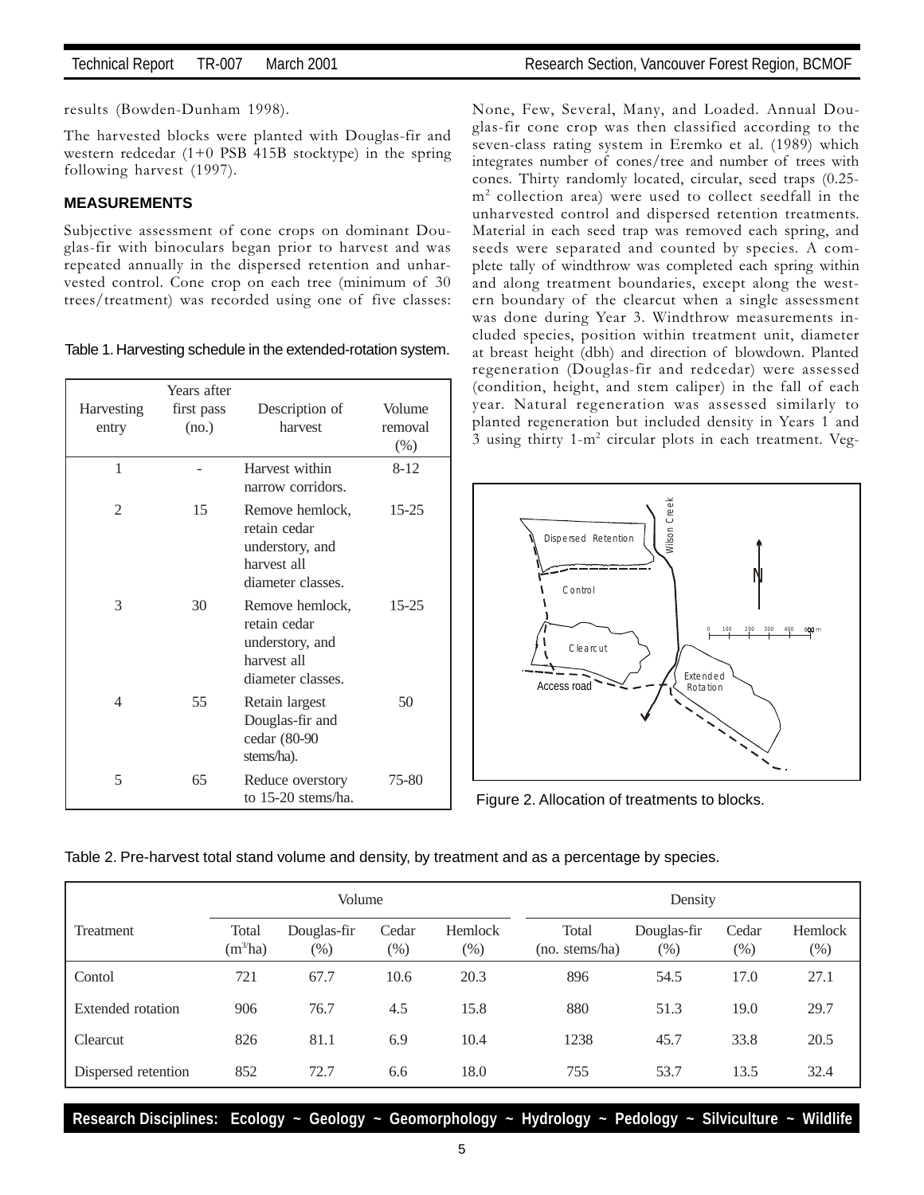results (Bowden-Dunham 1998).

The harvested blocks were planted with Douglas-fir and western redcedar (1+0 PSB 415B stocktype) in the spring following harvest (1997).

### MEASUREMENTS

Subjective assessment of cone crops on dominant Douglas-fir with binoculars began prior to harvest and was repeated annually in the dispersed retention and unharvested control. Cone crop on each tree (minimum of 30 trees/treatment) was recorded using one of five classes: None, Few, Several, Many, and Loaded. Annual Douglas-fir cone crop was then classified according to the seven-class rating system in Eremko et al. (1989) which integrates number of cones/tree and number of trees with cones. Thirty randomly located, circular, seed traps (0.25-$m^2$ collection area) were used to collect seedfall in the unharvested control and dispersed retention treatments. Material in each seed trap was removed each spring, and seeds were separated and counted by species. A complete tally of windthrow was completed each spring within and along treatment boundaries, except along the western boundary of the clearcut when a single assessment was done during Year 3. Windthrow measurements included species, position within treatment unit, diameter at breast height (dbh) and direction of blowdown. Planted regeneration (Douglas-fir and redcedar) were assessed (condition, height, and stem caliper) in the fall of each year. Natural regeneration was assessed similarly to planted regeneration but included density in Years 1 and 3 using thirty 1-$m^2$ circular plots in each treatment. Veg-

Table 1. Harvesting schedule in the extended-rotation system.

| Harvesting entry | Years after first pass (no.) | Description of harvest | Volume removal (%) |
|---|---|---|---|
| 1 | - | Harvest within narrow corridors. | 8-12 |
| 2 | 15 | Remove hemlock, retain cedar understory, and harvest all diameter classes. | 15-25 |
| 3 | 30 | Remove hemlock, retain cedar understory, and harvest all diameter classes. | 15-25 |
| 4 | 55 | Retain largest Douglas-fir and cedar (80-90 stems/ha). | 50 |
| 5 | 65 | Reduce overstory to 15-20 stems/ha. | 75-80 |

Figure 2. Allocation of treatments to blocks.

Table 2. Pre-harvest total stand volume and density, by treatment and as a percentage by species.

| Treatment | Volume | | | | Density | | | |
|---|---|---|---|---|---|---|---|---|
| | Total ($m^3$ha) | Douglas-fir (%) | Cedar (%) | Hemlock (%) | Total (no. stems/ha) | Douglas-fir (%) | Cedar (%) | Hemlock (%) |
| Contol | 721 | 67.7 | 10.6 | 20.3 | 896 | 54.5 | 17.0 | 27.1 |
| Extended rotation | 906 | 76.7 | 4.5 | 15.8 | 880 | 51.3 | 19.0 | 29.7 |
| Clearcut | 826 | 81.1 | 6.9 | 10.4 | 1238 | 45.7 | 33.8 | 20.5 |
| Dispersed retention | 852 | 72.7 | 6.6 | 18.0 | 755 | 53.7 | 13.5 | 32.4 |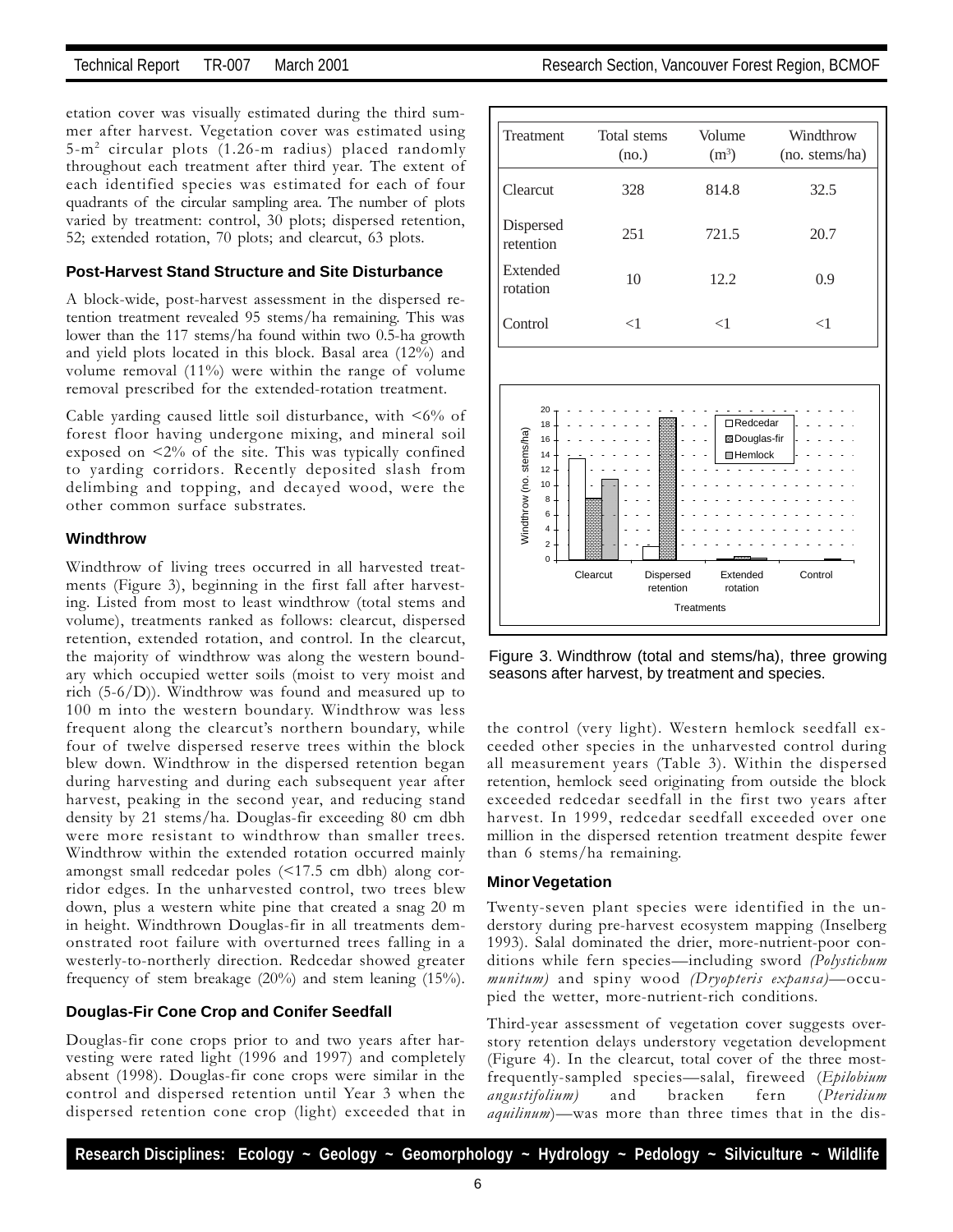etation cover was visually estimated during the third summer after harvest. Vegetation cover was estimated using 5-m$^2$ circular plots (1.26-m radius) placed randomly throughout each treatment after third year. The extent of each identified species was estimated for each of four quadrants of the circular sampling area. The number of plots varied by treatment: control, 30 plots; dispersed retention, 52; extended rotation, 70 plots; and clearcut, 63 plots.

### Post-Harvest Stand Structure and Site Disturbance

A block-wide, post-harvest assessment in the dispersed retention treatment revealed 95 stems/ha remaining. This was lower than the 117 stems/ha found within two 0.5-ha growth and yield plots located in this block. Basal area (12%) and volume removal (11%) were within the range of volume removal prescribed for the extended-rotation treatment.

Cable yarding caused little soil disturbance, with <6% of forest floor having undergone mixing, and mineral soil exposed on <2% of the site. This was typically confined to yarding corridors. Recently deposited slash from delimbing and topping, and decayed wood, were the other common surface substrates.

### Windthrow

Windthrow of living trees occurred in all harvested treatments (Figure 3), beginning in the first fall after harvesting. Listed from most to least windthrow (total stems and volume), treatments ranked as follows: clearcut, dispersed retention, extended rotation, and control. In the clearcut, the majority of windthrow was along the western boundary which occupied wetter soils (moist to very moist and rich (5-6/D)). Windthrow was found and measured up to 100 m into the western boundary. Windthrow was less frequent along the clearcut's northern boundary, while four of twelve dispersed reserve trees within the block blew down. Windthrow in the dispersed retention began during harvesting and during each subsequent year after harvest, peaking in the second year, and reducing stand density by 21 stems/ha. Douglas-fir exceeding 80 cm dbh were more resistant to windthrow than smaller trees. Windthrow within the extended rotation occurred mainly amongst small redcedar poles (<17.5 cm dbh) along corridor edges. In the unharvested control, two trees blew down, plus a western white pine that created a snag 20 m in height. Windthrown Douglas-fir in all treatments demonstrated root failure with overturned trees falling in a westerly-to-northerly direction. Redcedar showed greater frequency of stem breakage (20%) and stem leaning (15%).

### Douglas-Fir Cone Crop and Conifer Seedfall

Douglas-fir cone crops prior to and two years after harvesting were rated light (1996 and 1997) and completely absent (1998). Douglas-fir cone crops were similar in the control and dispersed retention until Year 3 when the dispersed retention cone crop (light) exceeded that in

| Treatment | Total stems (no.) | Volume (m$^3$) | Windthrow (no. stems/ha) |
|---|---|---|---|
| Clearcut | 328 | 814.8 | 32.5 |
| Dispersed retention | 251 | 721.5 | 20.7 |
| Extended rotation | 10 | 12.2 | 0.9 |
| Control | <1 | <1 | <1 |

Figure 3. Windthrow (total and stems/ha), three growing seasons after harvest, by treatment and species.

the control (very light). Western hemlock seedfall exceeded other species in the unharvested control during all measurement years (Table 3). Within the dispersed retention, hemlock seed originating from outside the block exceeded redcedar seedfall in the first two years after harvest. In 1999, redcedar seedfall exceeded over one million in the dispersed retention treatment despite fewer than 6 stems/ha remaining.

### Minor Vegetation

Twenty-seven plant species were identified in the understory during pre-harvest ecosystem mapping (Inselberg 1993). Salal dominated the drier, more-nutrient-poor conditions while fern species—including sword *(Polystichum munitum)* and spiny wood *(Dryopteris expansa)*—occupied the wetter, more-nutrient-rich conditions.

Third-year assessment of vegetation cover suggests overstory retention delays understory vegetation development (Figure 4). In the clearcut, total cover of the three most-frequently-sampled species—salal, fireweed (*Epilobium angustifolium)* and bracken fern (*Pteridium aquilinum*)—was more than three times that in the dis-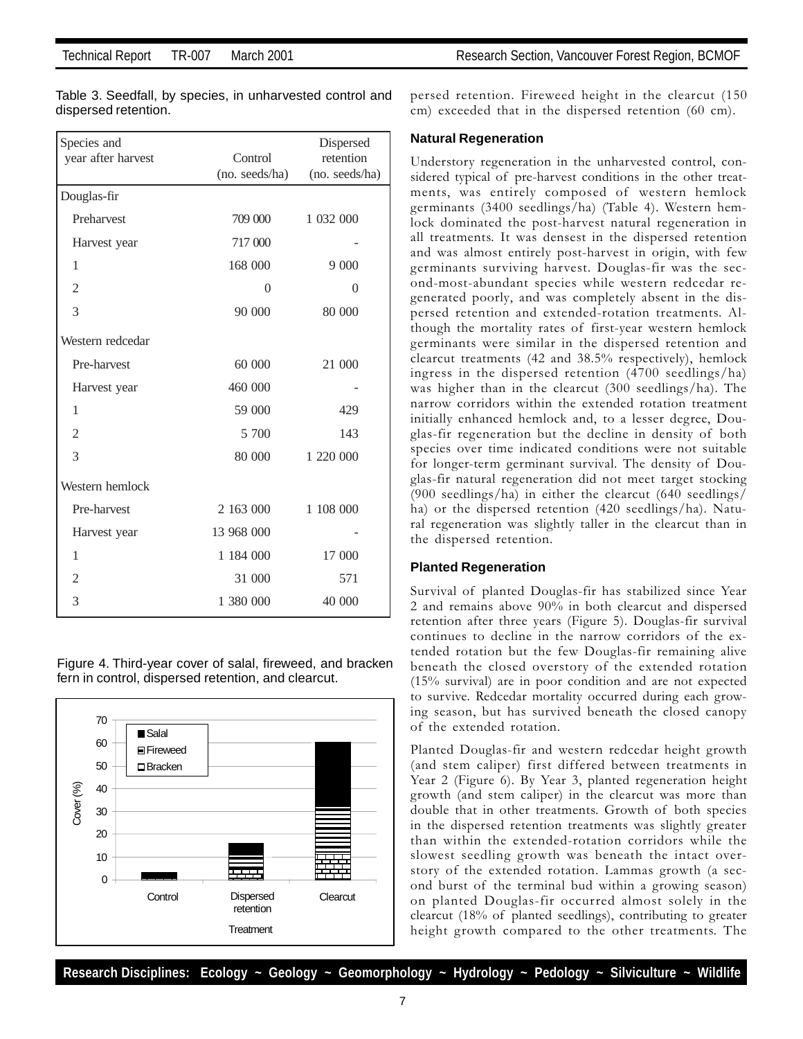Table 3. Seedfall, by species, in unharvested control and dispersed retention.

| Species and year after harvest | Control (no. seeds/ha) | Dispersed retention (no. seeds/ha) |
|---|---|---|
| Douglas-fir | | |
| Preharvest | 709 000 | 1 032 000 |
| Harvest year | 717 000 | - |
| 1 | 168 000 | 9 000 |
| 2 | 0 | 0 |
| 3 | 90 000 | 80 000 |
| Western redcedar | | |
| Pre-harvest | 60 000 | 21 000 |
| Harvest year | 460 000 | - |
| 1 | 59 000 | 429 |
| 2 | 5 700 | 143 |
| 3 | 80 000 | 1 220 000 |
| Western hemlock | | |
| Pre-harvest | 2 163 000 | 1 108 000 |
| Harvest year | 13 968 000 | - |
| 1 | 1 184 000 | 17 000 |
| 2 | 31 000 | 571 |
| 3 | 1 380 000 | 40 000 |

Figure 4. Third-year cover of salal, fireweed, and bracken fern in control, dispersed retention, and clearcut.

persed retention. Fireweed height in the clearcut (150 cm) exceeded that in the dispersed retention (60 cm).

### Natural Regeneration

Understory regeneration in the unharvested control, considered typical of pre-harvest conditions in the other treatments, was entirely composed of western hemlock germinants (3400 seedlings/ha) (Table 4). Western hemlock dominated the post-harvest natural regeneration in all treatments. It was densest in the dispersed retention and was almost entirely post-harvest in origin, with few germinants surviving harvest. Douglas-fir was the second-most-abundant species while western redcedar regenerated poorly, and was completely absent in the dispersed retention and extended-rotation treatments. Although the mortality rates of first-year western hemlock germinants were similar in the dispersed retention and clearcut treatments (42 and 38.5% respectively), hemlock ingress in the dispersed retention (4700 seedlings/ha) was higher than in the clearcut (300 seedlings/ha). The narrow corridors within the extended rotation treatment initially enhanced hemlock and, to a lesser degree, Douglas-fir regeneration but the decline in density of both species over time indicated conditions were not suitable for longer-term germinant survival. The density of Douglas-fir natural regeneration did not meet target stocking (900 seedlings/ha) in either the clearcut (640 seedlings/ha) or the dispersed retention (420 seedlings/ha). Natural regeneration was slightly taller in the clearcut than in the dispersed retention.

### Planted Regeneration

Survival of planted Douglas-fir has stabilized since Year 2 and remains above 90% in both clearcut and dispersed retention after three years (Figure 5). Douglas-fir survival continues to decline in the narrow corridors of the extended rotation but the few Douglas-fir remaining alive beneath the closed overstory of the extended rotation (15% survival) are in poor condition and are not expected to survive. Redcedar mortality occurred during each growing season, but has survived beneath the closed canopy of the extended rotation.

Planted Douglas-fir and western redcedar height growth (and stem caliper) first differed between treatments in Year 2 (Figure 6). By Year 3, planted regeneration height growth (and stem caliper) in the clearcut was more than double that in other treatments. Growth of both species in the dispersed retention treatments was slightly greater than within the extended-rotation corridors while the slowest seedling growth was beneath the intact overstory of the extended rotation. Lammas growth (a second burst of the terminal bud within a growing season) on planted Douglas-fir occurred almost solely in the clearcut (18% of planted seedlings), contributing to greater height growth compared to the other treatments. The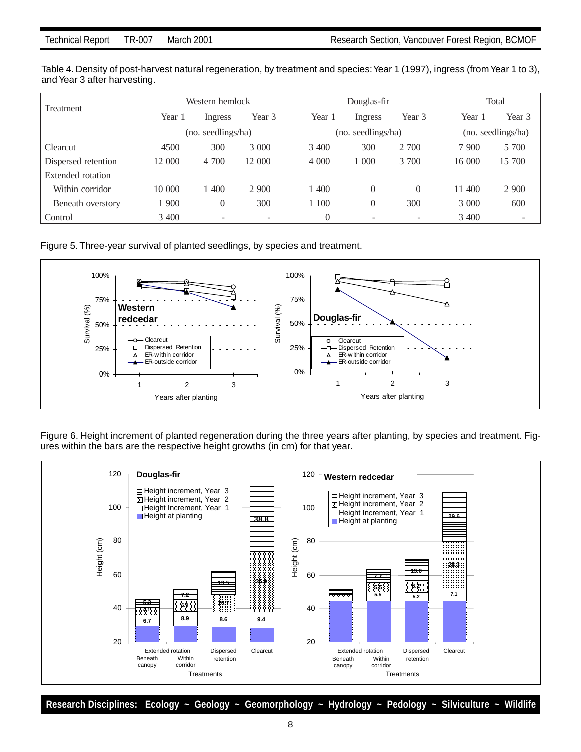Table 4. Density of post-harvest natural regeneration, by treatment and species: Year 1 (1997), ingress (from Year 1 to 3), and Year 3 after harvesting.

| Treatment | Western hemlock | | | Douglas-fir | | | Total | |
|---|---|---|---|---|---|---|---|---|
| | Year 1 | Ingress | Year 3 | Year 1 | Ingress | Year 3 | Year 1 | Year 3 |
| | (no. seedlings/ha) | | | (no. seedlings/ha) | | | (no. seedlings/ha) | |
| Clearcut | 4500 | 300 | 3 000 | 3 400 | 300 | 2 700 | 7 900 | 5 700 |
| Dispersed retention | 12 000 | 4 700 | 12 000 | 4 000 | 1 000 | 3 700 | 16 000 | 15 700 |
| Extended rotation | | | | | | | | |
| Within corridor | 10 000 | 1 400 | 2 900 | 1 400 | 0 | 0 | 11 400 | 2 900 |
| Beneath overstory | 1 900 | 0 | 300 | 1 100 | 0 | 300 | 3 000 | 600 |
| Control | 3 400 | - | - | 0 | - | - | 3 400 | - |

Figure 5. Three-year survival of planted seedlings, by species and treatment.

Figure 6. Height increment of planted regeneration during the three years after planting, by species and treatment. Figures within the bars are the respective height growths (in cm) for that year.

**Research Disciplines: Ecology ~ Geology ~ Geomorphology ~ Hydrology ~ Pedology ~ Silviculture ~ Wildlife**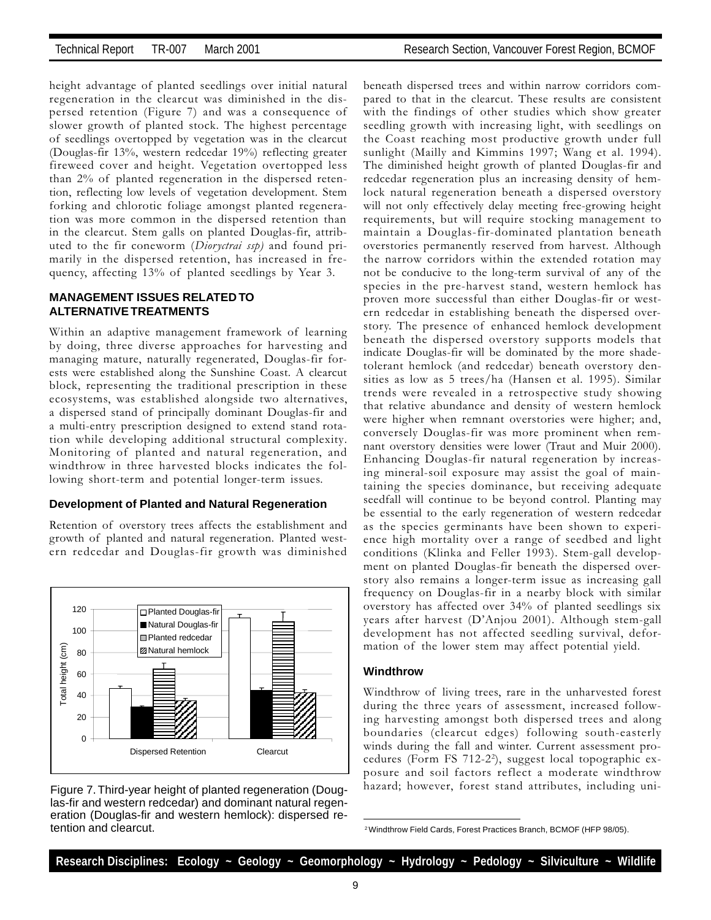height advantage of planted seedlings over initial natural regeneration in the clearcut was diminished in the dispersed retention (Figure 7) and was a consequence of slower growth of planted stock. The highest percentage of seedlings overtopped by vegetation was in the clearcut (Douglas-fir 13%, western redcedar 19%) reflecting greater fireweed cover and height. Vegetation overtopped less than 2% of planted regeneration in the dispersed retention, reflecting low levels of vegetation development. Stem forking and chlorotic foliage amongst planted regeneration was more common in the dispersed retention than in the clearcut. Stem galls on planted Douglas-fir, attributed to the fir coneworm (*Dioryctrai ssp)* and found primarily in the dispersed retention, has increased in frequency, affecting 13% of planted seedlings by Year 3.

### MANAGEMENT ISSUES RELATED TO ALTERNATIVE TREATMENTS

Within an adaptive management framework of learning by doing, three diverse approaches for harvesting and managing mature, naturally regenerated, Douglas-fir forests were established along the Sunshine Coast. A clearcut block, representing the traditional prescription in these ecosystems, was established alongside two alternatives, a dispersed stand of principally dominant Douglas-fir and a multi-entry prescription designed to extend stand rotation while developing additional structural complexity. Monitoring of planted and natural regeneration, and windthrow in three harvested blocks indicates the following short-term and potential longer-term issues.

#### Development of Planted and Natural Regeneration

Retention of overstory trees affects the establishment and growth of planted and natural regeneration. Planted western redcedar and Douglas-fir growth was diminished beneath dispersed trees and within narrow corridors compared to that in the clearcut. These results are consistent with the findings of other studies which show greater seedling growth with increasing light, with seedlings on the Coast reaching most productive growth under full sunlight (Mailly and Kimmins 1997; Wang et al. 1994). The diminished height growth of planted Douglas-fir and redcedar regeneration plus an increasing density of hemlock natural regeneration beneath a dispersed overstory will not only effectively delay meeting free-growing height requirements, but will require stocking management to maintain a Douglas-fir-dominated plantation beneath overstories permanently reserved from harvest. Although the narrow corridors within the extended rotation may not be conducive to the long-term survival of any of the species in the pre-harvest stand, western hemlock has proven more successful than either Douglas-fir or western redcedar in establishing beneath the dispersed overstory. The presence of enhanced hemlock development beneath the dispersed overstory supports models that indicate Douglas-fir will be dominated by the more shade-tolerant hemlock (and redcedar) beneath overstory densities as low as 5 trees/ha (Hansen et al. 1995). Similar trends were revealed in a retrospective study showing that relative abundance and density of western hemlock were higher when remnant overstories were higher; and, conversely Douglas-fir was more prominent when remnant overstory densities were lower (Traut and Muir 2000). Enhancing Douglas-fir natural regeneration by increasing mineral-soil exposure may assist the goal of maintaining the species dominance, but receiving adequate seedfall will continue to be beyond control. Planting may be essential to the early regeneration of western redcedar as the species germinants have been shown to experience high mortality over a range of seedbed and light conditions (Klinka and Feller 1993). Stem-gall development on planted Douglas-fir beneath the dispersed overstory also remains a longer-term issue as increasing gall frequency on Douglas-fir in a nearby block with similar overstory has affected over 34% of planted seedlings six years after harvest (D'Anjou 2001). Although stem-gall development has not affected seedling survival, deformation of the lower stem may affect potential yield.

Figure 7. Third-year height of planted regeneration (Douglas-fir and western redcedar) and dominant natural regeneration (Douglas-fir and western hemlock): dispersed retention and clearcut.

#### Windthrow

Windthrow of living trees, rare in the unharvested forest during the three years of assessment, increased following harvesting amongst both dispersed trees and along boundaries (clearcut edges) following south-easterly winds during the fall and winter. Current assessment procedures (Form FS 712-2[2]), suggest local topographic exposure and soil factors reflect a moderate windthrow hazard; however, forest stand attributes, including uni-

[2] Windthrow Field Cards, Forest Practices Branch, BCMOF (HFP 98/05).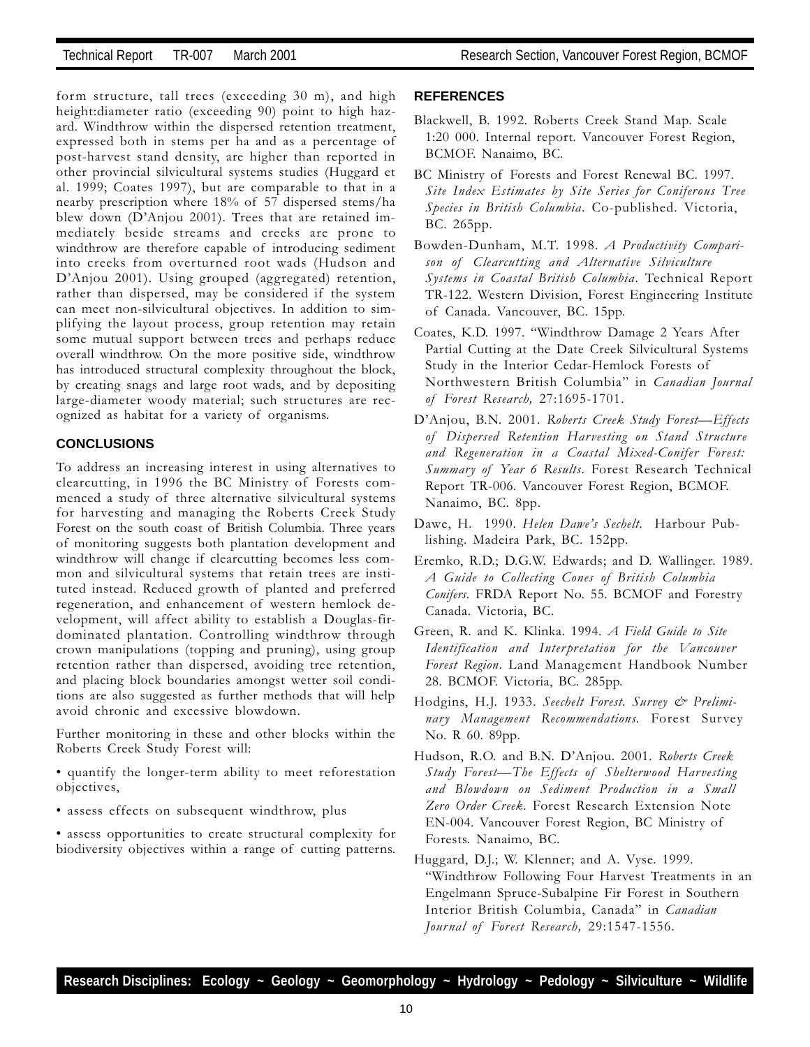form structure, tall trees (exceeding 30 m), and high height:diameter ratio (exceeding 90) point to high hazard. Windthrow within the dispersed retention treatment, expressed both in stems per ha and as a percentage of post-harvest stand density, are higher than reported in other provincial silvicultural systems studies (Huggard et al. 1999; Coates 1997), but are comparable to that in a nearby prescription where 18% of 57 dispersed stems/ha blew down (D'Anjou 2001). Trees that are retained immediately beside streams and creeks are prone to windthrow are therefore capable of introducing sediment into creeks from overturned root wads (Hudson and D'Anjou 2001). Using grouped (aggregated) retention, rather than dispersed, may be considered if the system can meet non-silvicultural objectives. In addition to simplifying the layout process, group retention may retain some mutual support between trees and perhaps reduce overall windthrow. On the more positive side, windthrow has introduced structural complexity throughout the block, by creating snags and large root wads, and by depositing large-diameter woody material; such structures are recognized as habitat for a variety of organisms.

## CONCLUSIONS

To address an increasing interest in using alternatives to clearcutting, in 1996 the BC Ministry of Forests commenced a study of three alternative silvicultural systems for harvesting and managing the Roberts Creek Study Forest on the south coast of British Columbia. Three years of monitoring suggests both plantation development and windthrow will change if clearcutting becomes less common and silvicultural systems that retain trees are instituted instead. Reduced growth of planted and preferred regeneration, and enhancement of western hemlock development, will affect ability to establish a Douglas-fir-dominated plantation. Controlling windthrow through crown manipulations (topping and pruning), using group retention rather than dispersed, avoiding tree retention, and placing block boundaries amongst wetter soil conditions are also suggested as further methods that will help avoid chronic and excessive blowdown.

Further monitoring in these and other blocks within the Roberts Creek Study Forest will:

- quantify the longer-term ability to meet reforestation objectives,
- assess effects on subsequent windthrow, plus
- assess opportunities to create structural complexity for biodiversity objectives within a range of cutting patterns.

## REFERENCES

Blackwell, B. 1992. Roberts Creek Stand Map. Scale 1:20 000. Internal report. Vancouver Forest Region, BCMOF. Nanaimo, BC.

BC Ministry of Forests and Forest Renewal BC. 1997. *Site Index Estimates by Site Series for Coniferous Tree Species in British Columbia*. Co-published. Victoria, BC. 265pp.

Bowden-Dunham, M.T. 1998. *A Productivity Comparison of Clearcutting and Alternative Silviculture Systems in Coastal British Columbia*. Technical Report TR-122. Western Division, Forest Engineering Institute of Canada. Vancouver, BC. 15pp.

Coates, K.D. 1997. "Windthrow Damage 2 Years After Partial Cutting at the Date Creek Silvicultural Systems Study in the Interior Cedar-Hemlock Forests of Northwestern British Columbia" in *Canadian Journal of Forest Research,* 27:1695-1701.

D'Anjou, B.N. 2001. *Roberts Creek Study Forest—Effects of Dispersed Retention Harvesting on Stand Structure and Regeneration in a Coastal Mixed-Conifer Forest: Summary of Year 6 Results*. Forest Research Technical Report TR-006. Vancouver Forest Region, BCMOF. Nanaimo, BC. 8pp.

Dawe, H. 1990. *Helen Dawe's Sechelt.* Harbour Publishing. Madeira Park, BC. 152pp.

Eremko, R.D.; D.G.W. Edwards; and D. Wallinger. 1989. *A Guide to Collecting Cones of British Columbia Conifers.* FRDA Report No. 55. BCMOF and Forestry Canada. Victoria, BC.

Green, R. and K. Klinka. 1994. *A Field Guide to Site Identification and Interpretation for the Vancouver Forest Region*. Land Management Handbook Number 28. BCMOF. Victoria, BC. 285pp.

Hodgins, H.J. 1933. *Sechelt Forest. Survey & Preliminary Management Recommendations.* Forest Survey No. R 60. 89pp.

Hudson, R.O. and B.N. D'Anjou. 2001. *Roberts Creek Study Forest—The Effects of Shelterwood Harvesting and Blowdown on Sediment Production in a Small Zero Order Creek.* Forest Research Extension Note EN-004. Vancouver Forest Region, BC Ministry of Forests. Nanaimo, BC.

Huggard, D.J.; W. Klenner; and A. Vyse. 1999. "Windthrow Following Four Harvest Treatments in an Engelmann Spruce-Subalpine Fir Forest in Southern Interior British Columbia, Canada" in *Canadian Journal of Forest Research,* 29:1547-1556.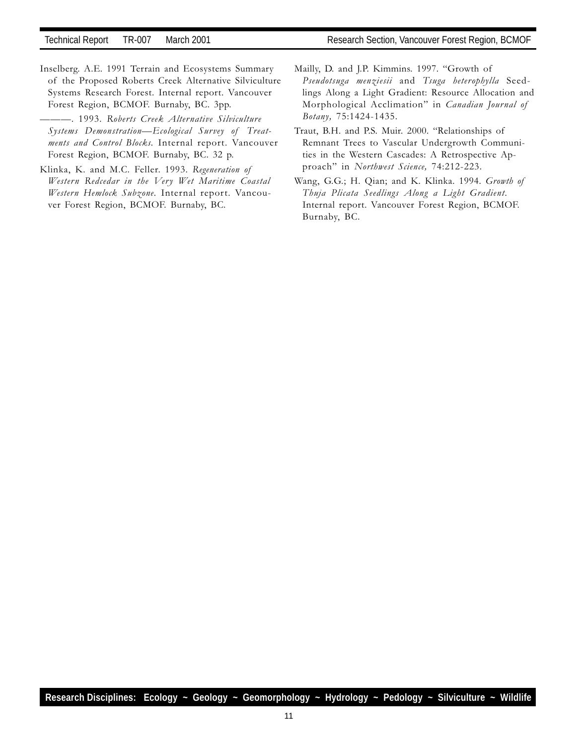Inselberg. A.E. 1991 Terrain and Ecosystems Summary of the Proposed Roberts Creek Alternative Silviculture Systems Research Forest. Internal report. Vancouver Forest Region, BCMOF. Burnaby, BC. 3pp.

———. 1993. *Roberts Creek Alternative Silviculture Systems Demonstration—Ecological Survey of Treatments and Control Blocks.* Internal report. Vancouver Forest Region, BCMOF. Burnaby, BC. 32 p.

Klinka, K. and M.C. Feller. 1993. *Regeneration of Western Redcedar in the Very Wet Maritime Coastal Western Hemlock Subzone.* Internal report. Vancouver Forest Region, BCMOF. Burnaby, BC.

Mailly, D. and J.P. Kimmins. 1997. "Growth of *Pseudotsuga menziesii* and *Tsuga heterophylla* Seedlings Along a Light Gradient: Resource Allocation and Morphological Acclimation" in *Canadian Journal of Botany,* 75:1424-1435.

Traut, B.H. and P.S. Muir. 2000. "Relationships of Remnant Trees to Vascular Undergrowth Communities in the Western Cascades: A Retrospective Approach" in *Northwest Science,* 74:212-223.

Wang, G.G.; H. Qian; and K. Klinka. 1994. *Growth of Thuja Plicata Seedlings Along a Light Gradient.* Internal report. Vancouver Forest Region, BCMOF. Burnaby, BC.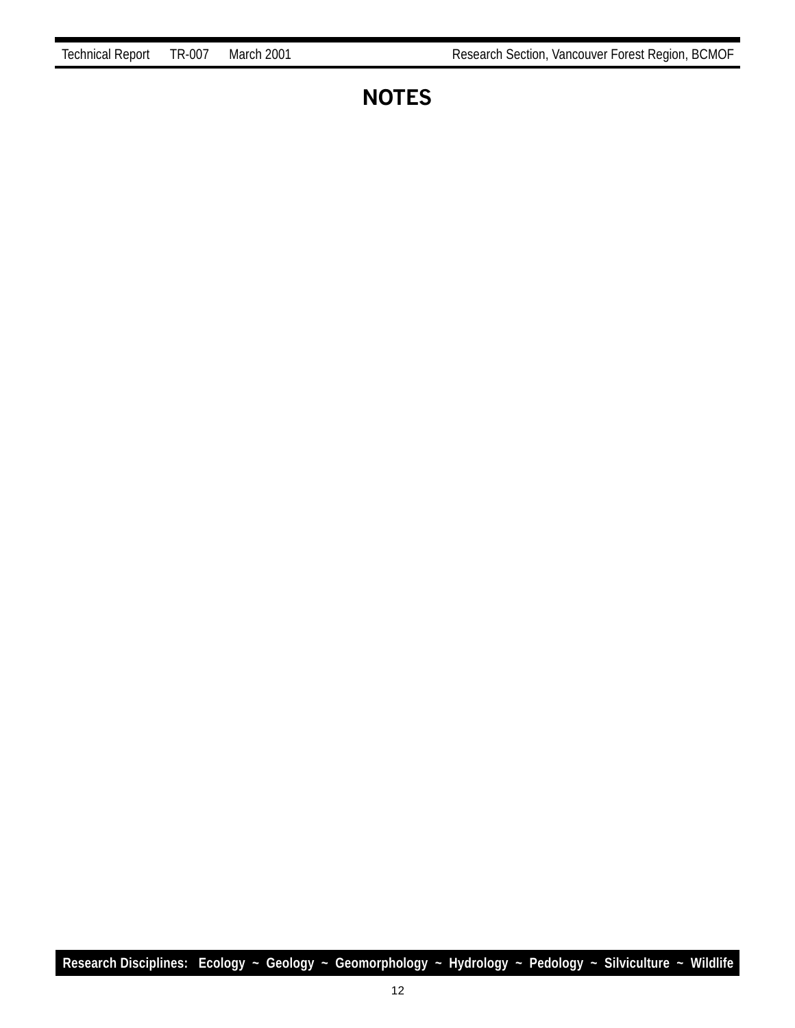# NOTES